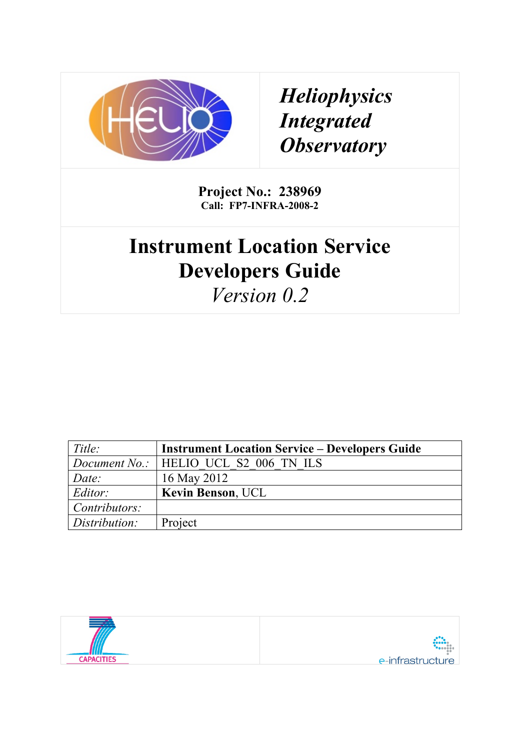# *Heliophysics Integrated Observatory*

**Project No.: 238969**
**Call: FP7-INFRA-2008-2**

# Instrument Location Service Developers Guide

*Version 0.2*

| *Title:* | **Instrument Location Service – Developers Guide** |
|---|---|
| *Document No.:* | HELIO_UCL_S2_006_TN_ILS |
| *Date:* | 16 May 2012 |
| *Editor:* | **Kevin Benson**, UCL |
| *Contributors:* | |
| *Distribution:* | Project |

CAPACITIES

e-infrastructure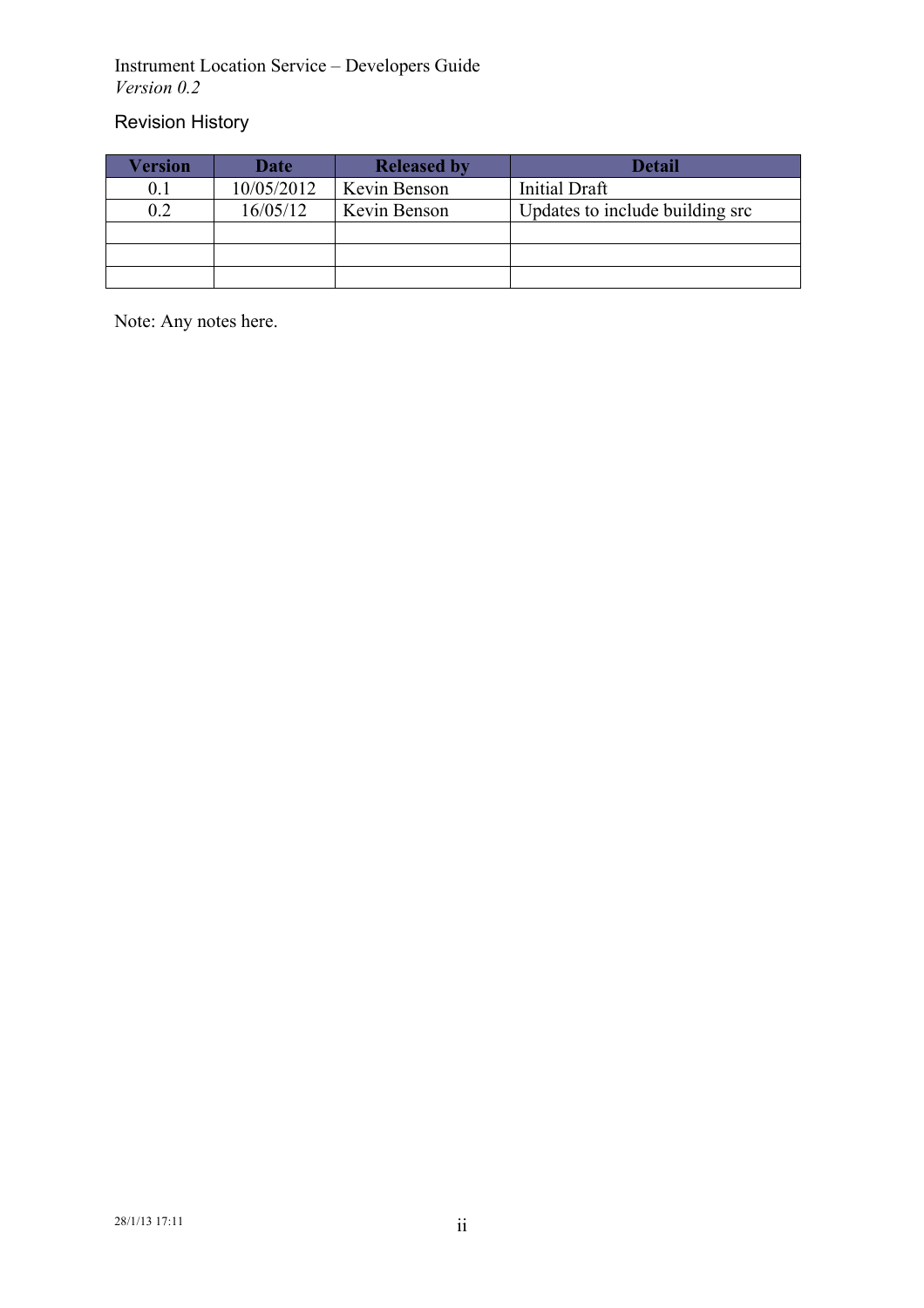## Revision History

| Version | Date | Released by | Detail |
|---|---|---|---|
| 0.1 | 10/05/2012 | Kevin Benson | Initial Draft |
| 0.2 | 16/05/12 | Kevin Benson | Updates to include building src |
| | | | |
| | | | |
| | | | |

Note: Any notes here.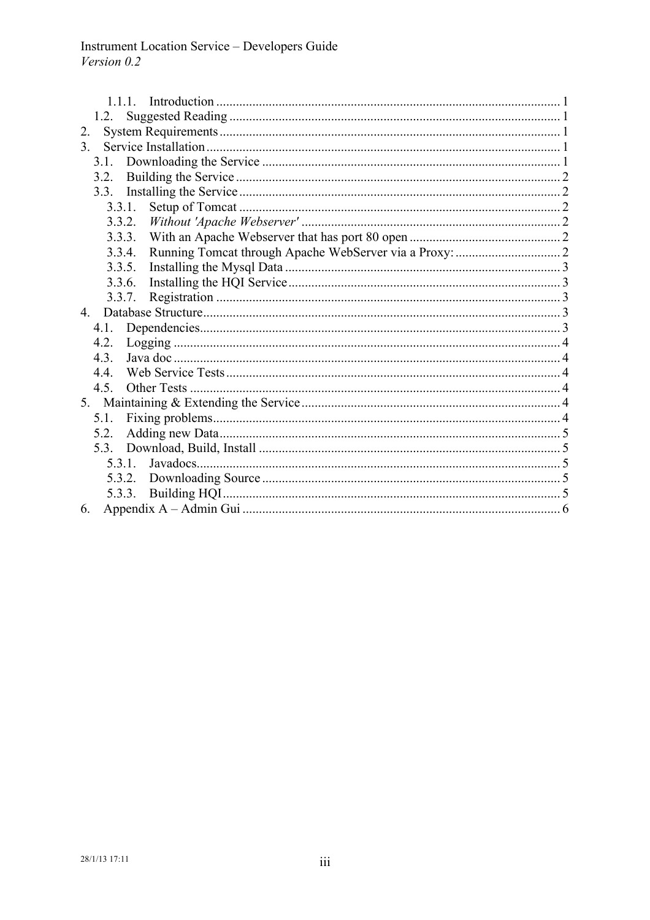1.1.1. Introduction ........................................................................................................ 1
1.2. Suggested Reading .................................................................................................... 1
2. System Requirements ........................................................................................................ 1
3. Service Installation ........................................................................................................... 1
3.1. Downloading the Service .......................................................................................... 1
3.2. Building the Service .................................................................................................. 2
3.3. Installing the Service ................................................................................................. 2
3.3.1. Setup of Tomcat ................................................................................................. 2
3.3.2. *Without 'Apache Webserver'* .............................................................................. 2
3.3.3. With an Apache Webserver that has port 80 open .............................................. 2
3.3.4. Running Tomcat through Apache WebServer via a Proxy: ................................ 2
3.3.5. Installing the Mysql Data ................................................................................... 3
3.3.6. Installing the HQI Service .................................................................................. 3
3.3.7. Registration ........................................................................................................ 3
4. Database Structure ............................................................................................................. 3
4.1. Dependencies ............................................................................................................. 3
4.2. Logging ..................................................................................................................... 4
4.3. Java doc ..................................................................................................................... 4
4.4. Web Service Tests ...................................................................................................... 4
4.5. Other Tests ................................................................................................................ 4
5. Maintaining & Extending the Service .............................................................................. 4
5.1. Fixing problems ......................................................................................................... 4
5.2. Adding new Data ....................................................................................................... 5
5.3. Download, Build, Install ........................................................................................... 5
5.3.1. Javadocs .............................................................................................................. 5
5.3.2. Downloading Source .......................................................................................... 5
5.3.3. Building HQI ...................................................................................................... 5
6. Appendix A – Admin Gui ................................................................................................ 6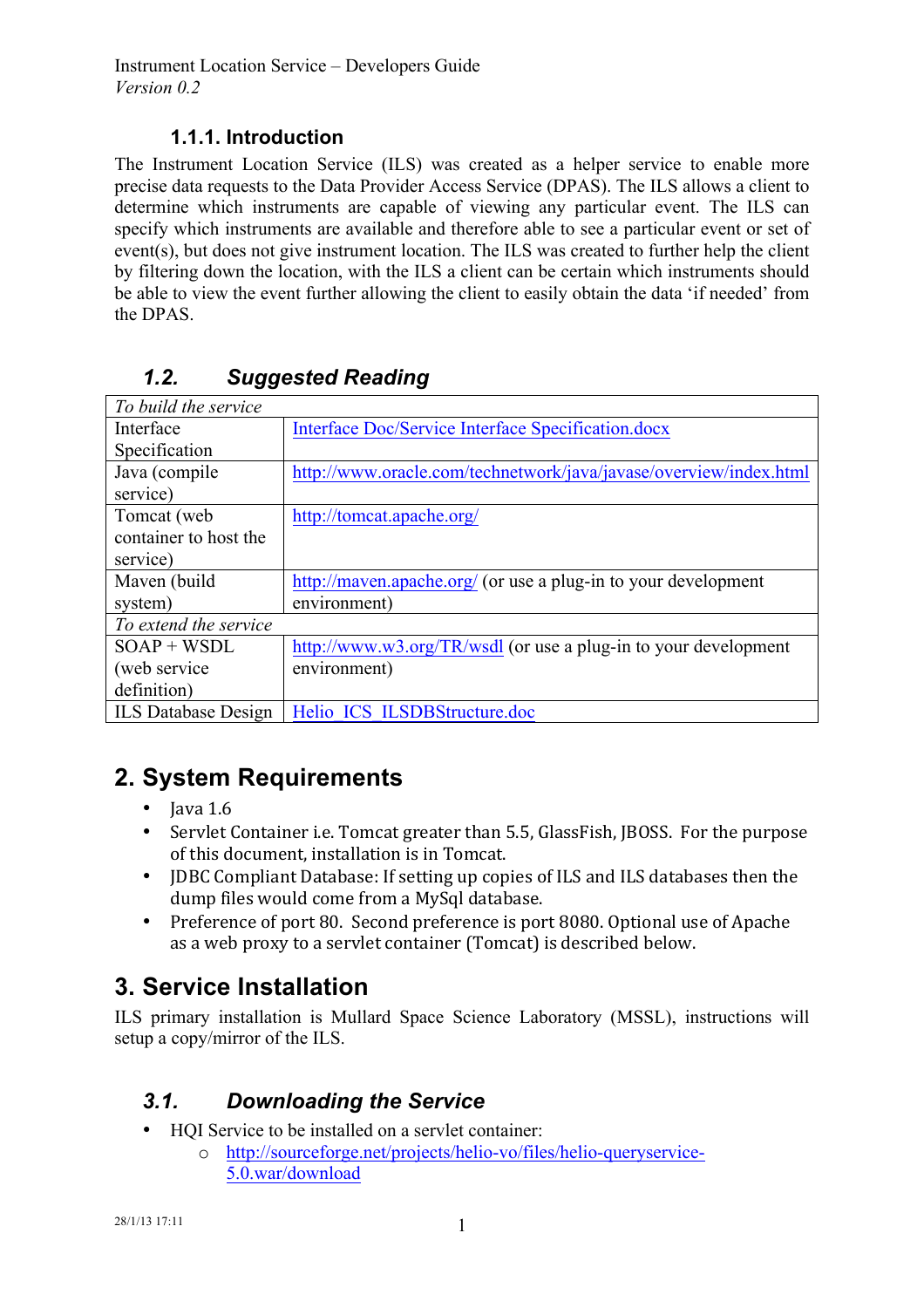### 1.1.1. Introduction

The Instrument Location Service (ILS) was created as a helper service to enable more precise data requests to the Data Provider Access Service (DPAS). The ILS allows a client to determine which instruments are capable of viewing any particular event. The ILS can specify which instruments are available and therefore able to see a particular event or set of event(s), but does not give instrument location. The ILS was created to further help the client by filtering down the location, with the ILS a client can be certain which instruments should be able to view the event further allowing the client to easily obtain the data 'if needed' from the DPAS.

## *1.2. Suggested Reading*

| *To build the service* | |
|---|---|
| Interface Specification | Interface Doc/Service Interface Specification.docx |
| Java (compile service) | http://www.oracle.com/technetwork/java/javase/overview/index.html |
| Tomcat (web container to host the service) | http://tomcat.apache.org/ |
| Maven (build system) | http://maven.apache.org/ (or use a plug-in to your development environment) |
| *To extend the service* | |
| SOAP + WSDL (web service definition) | http://www.w3.org/TR/wsdl (or use a plug-in to your development environment) |
| ILS Database Design | Helio_ICS_ILSDBStructure.doc |

# 2. System Requirements

- Java 1.6
- Servlet Container i.e. Tomcat greater than 5.5, GlassFish, JBOSS. For the purpose of this document, installation is in Tomcat.
- JDBC Compliant Database: If setting up copies of ILS and ILS databases then the dump files would come from a MySql database.
- Preference of port 80. Second preference is port 8080. Optional use of Apache as a web proxy to a servlet container (Tomcat) is described below.

# 3. Service Installation

ILS primary installation is Mullard Space Science Laboratory (MSSL), instructions will setup a copy/mirror of the ILS.

## *3.1. Downloading the Service*

- HQI Service to be installed on a servlet container:
  - http://sourceforge.net/projects/helio-vo/files/helio-queryservice-5.0.war/download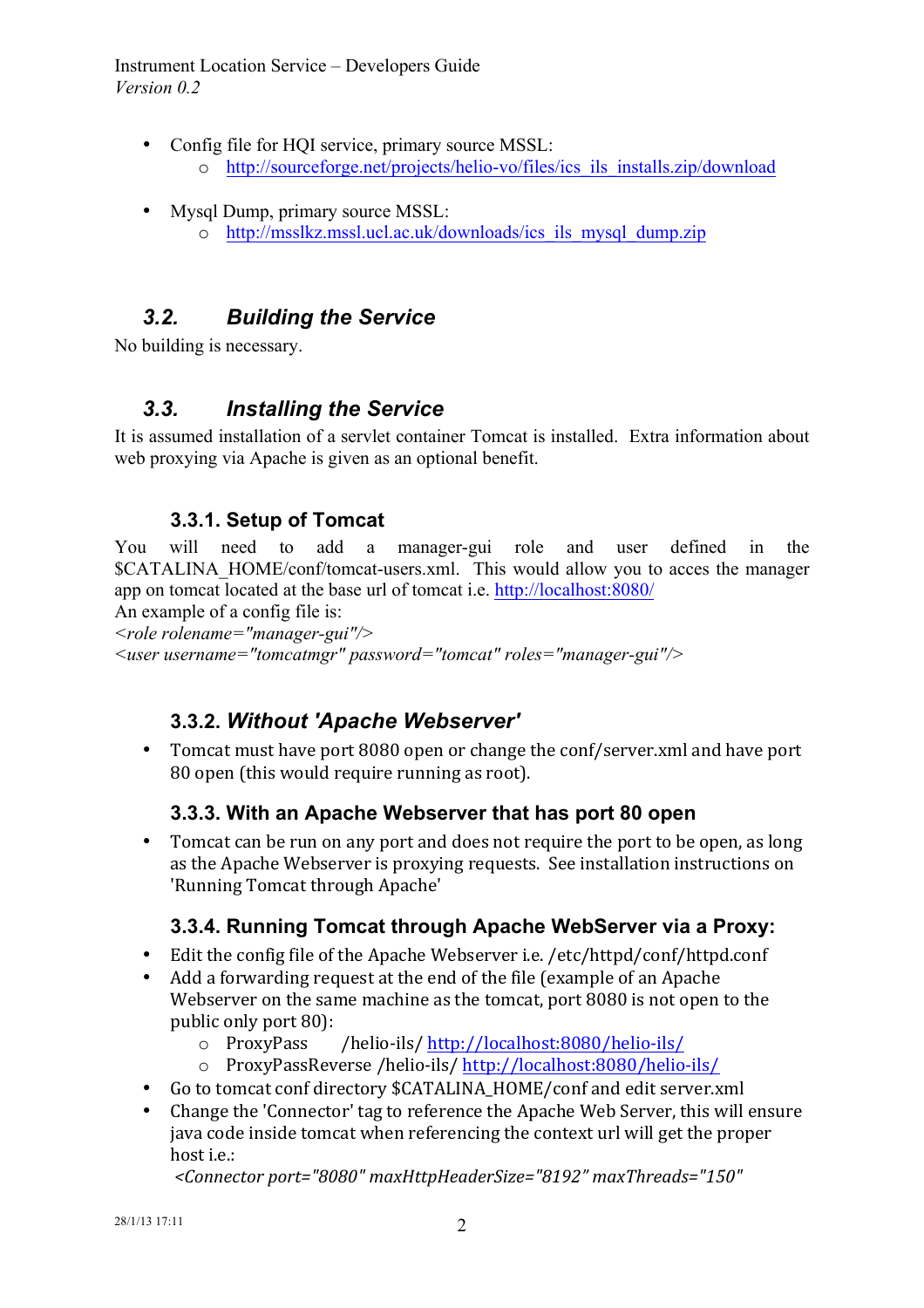- Config file for HQI service, primary source MSSL:
    - http://sourceforge.net/projects/helio-vo/files/ics_ils_installs.zip/download

- Mysql Dump, primary source MSSL:
    - http://msslkz.mssl.ucl.ac.uk/downloads/ics_ils_mysql_dump.zip

## 3.2. *Building the Service*

No building is necessary.

## 3.3. *Installing the Service*

It is assumed installation of a servlet container Tomcat is installed. Extra information about web proxying via Apache is given as an optional benefit.

### 3.3.1. Setup of Tomcat

You will need to add a manager-gui role and user defined in the $CATALINA_HOME/conf/tomcat-users.xml. This would allow you to acces the manager app on tomcat located at the base url of tomcat i.e. http://localhost:8080/

An example of a config file is:

*<role rolename="manager-gui"/>*
*<user username="tomcatmgr" password="tomcat" roles="manager-gui"/>*

### 3.3.2. *Without 'Apache Webserver'*

- Tomcat must have port 8080 open or change the conf/server.xml and have port 80 open (this would require running as root).

### 3.3.3. With an Apache Webserver that has port 80 open

- Tomcat can be run on any port and does not require the port to be open, as long as the Apache Webserver is proxying requests. See installation instructions on 'Running Tomcat through Apache'

### 3.3.4. Running Tomcat through Apache WebServer via a Proxy:

- Edit the config file of the Apache Webserver i.e. /etc/httpd/conf/httpd.conf
- Add a forwarding request at the end of the file (example of an Apache Webserver on the same machine as the tomcat, port 8080 is not open to the public only port 80):
    - ProxyPass /helio-ils/ http://localhost:8080/helio-ils/
    - ProxyPassReverse /helio-ils/ http://localhost:8080/helio-ils/
- Go to tomcat conf directory $CATALINA_HOME/conf and edit server.xml
- Change the 'Connector' tag to reference the Apache Web Server, this will ensure java code inside tomcat when referencing the context url will get the proper host i.e.:

  *<Connector port="8080" maxHttpHeaderSize="8192" maxThreads="150"*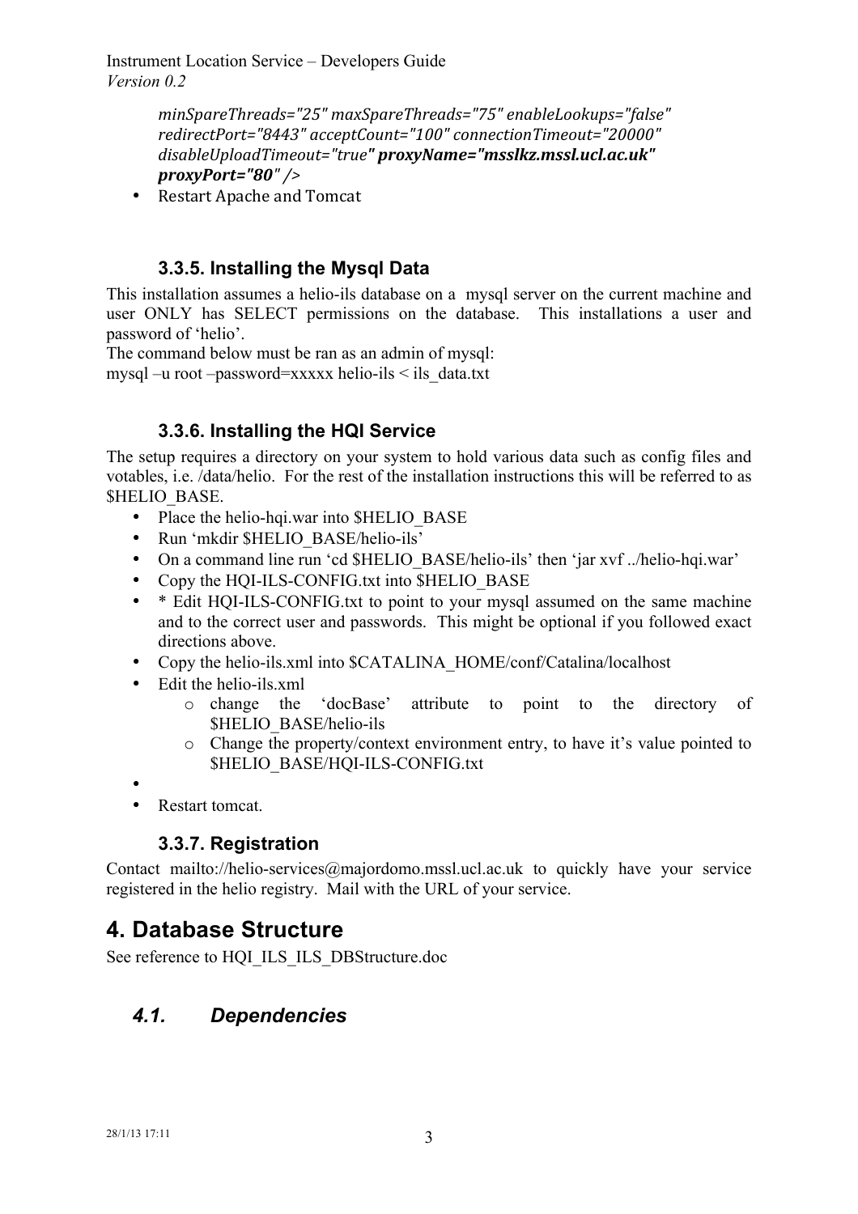*minSpareThreads="25" maxSpareThreads="75" enableLookups="false" redirectPort="8443" acceptCount="100" connectionTimeout="20000" disableUploadTimeout="true"* ***proxyName="msslkz.mssl.ucl.ac.uk" proxyPort="80"*** */>*

- Restart Apache and Tomcat

### 3.3.5. Installing the Mysql Data

This installation assumes a helio-ils database on a mysql server on the current machine and user ONLY has SELECT permissions on the database. This installations a user and password of 'helio'.
The command below must be ran as an admin of mysql:
mysql –u root –password=xxxxx helio-ils < ils_data.txt

### 3.3.6. Installing the HQI Service

The setup requires a directory on your system to hold various data such as config files and votables, i.e. /data/helio. For the rest of the installation instructions this will be referred to as $HELIO_BASE.

- Place the helio-hqi.war into $HELIO_BASE
- Run 'mkdir $HELIO_BASE/helio-ils'
- On a command line run 'cd $HELIO_BASE/helio-ils' then 'jar xvf ../helio-hqi.war'
- Copy the HQI-ILS-CONFIG.txt into $HELIO_BASE
- * Edit HQI-ILS-CONFIG.txt to point to your mysql assumed on the same machine and to the correct user and passwords. This might be optional if you followed exact directions above.
- Copy the helio-ils.xml into $CATALINA_HOME/conf/Catalina/localhost
- Edit the helio-ils.xml
  - change the 'docBase' attribute to point to the directory of $HELIO_BASE/helio-ils
  - Change the property/context environment entry, to have it's value pointed to $HELIO_BASE/HQI-ILS-CONFIG.txt
- 
- Restart tomcat.

### 3.3.7. Registration

Contact mailto://helio-services@majordomo.mssl.ucl.ac.uk to quickly have your service registered in the helio registry. Mail with the URL of your service.

# 4. Database Structure

See reference to HQI_ILS_ILS_DBStructure.doc

## *4.1. Dependencies*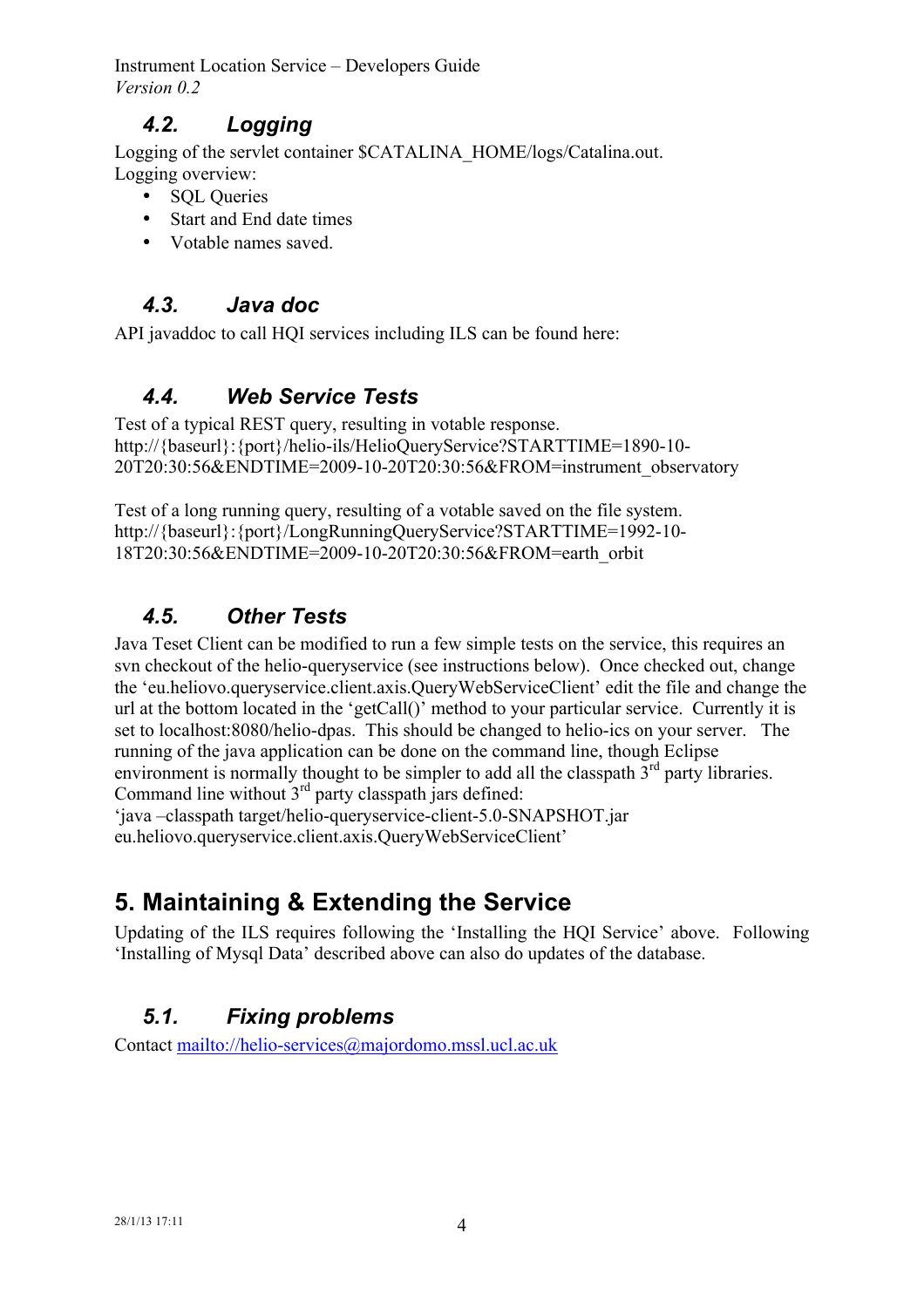### 4.2. Logging

Logging of the servlet container $CATALINA_HOME/logs/Catalina.out.
Logging overview:

- SQL Queries
- Start and End date times
- Votable names saved.

### 4.3. Java doc

API javaddoc to call HQI services including ILS can be found here:

### 4.4. Web Service Tests

Test of a typical REST query, resulting in votable response.
http://{baseurl}:{port}/helio-ils/HelioQueryService?STARTTIME=1890-10-20T20:30:56&ENDTIME=2009-10-20T20:30:56&FROM=instrument_observatory

Test of a long running query, resulting of a votable saved on the file system.
http://{baseurl}:{port}/LongRunningQueryService?STARTTIME=1992-10-18T20:30:56&ENDTIME=2009-10-20T20:30:56&FROM=earth_orbit

### 4.5. Other Tests

Java Teset Client can be modified to run a few simple tests on the service, this requires an svn checkout of the helio-queryservice (see instructions below). Once checked out, change the 'eu.heliovo.queryservice.client.axis.QueryWebServiceClient' edit the file and change the url at the bottom located in the 'getCall()' method to your particular service. Currently it is set to localhost:8080/helio-dpas. This should be changed to helio-ics on your server. The running of the java application can be done on the command line, though Eclipse environment is normally thought to be simpler to add all the classpath 3rd party libraries. Command line without 3rd party classpath jars defined:
'java –classpath target/helio-queryservice-client-5.0-SNAPSHOT.jar eu.heliovo.queryservice.client.axis.QueryWebServiceClient'

## 5. Maintaining & Extending the Service

Updating of the ILS requires following the 'Installing the HQI Service' above. Following 'Installing of Mysql Data' described above can also do updates of the database.

### 5.1. Fixing problems

Contact mailto://helio-services@majordomo.mssl.ucl.ac.uk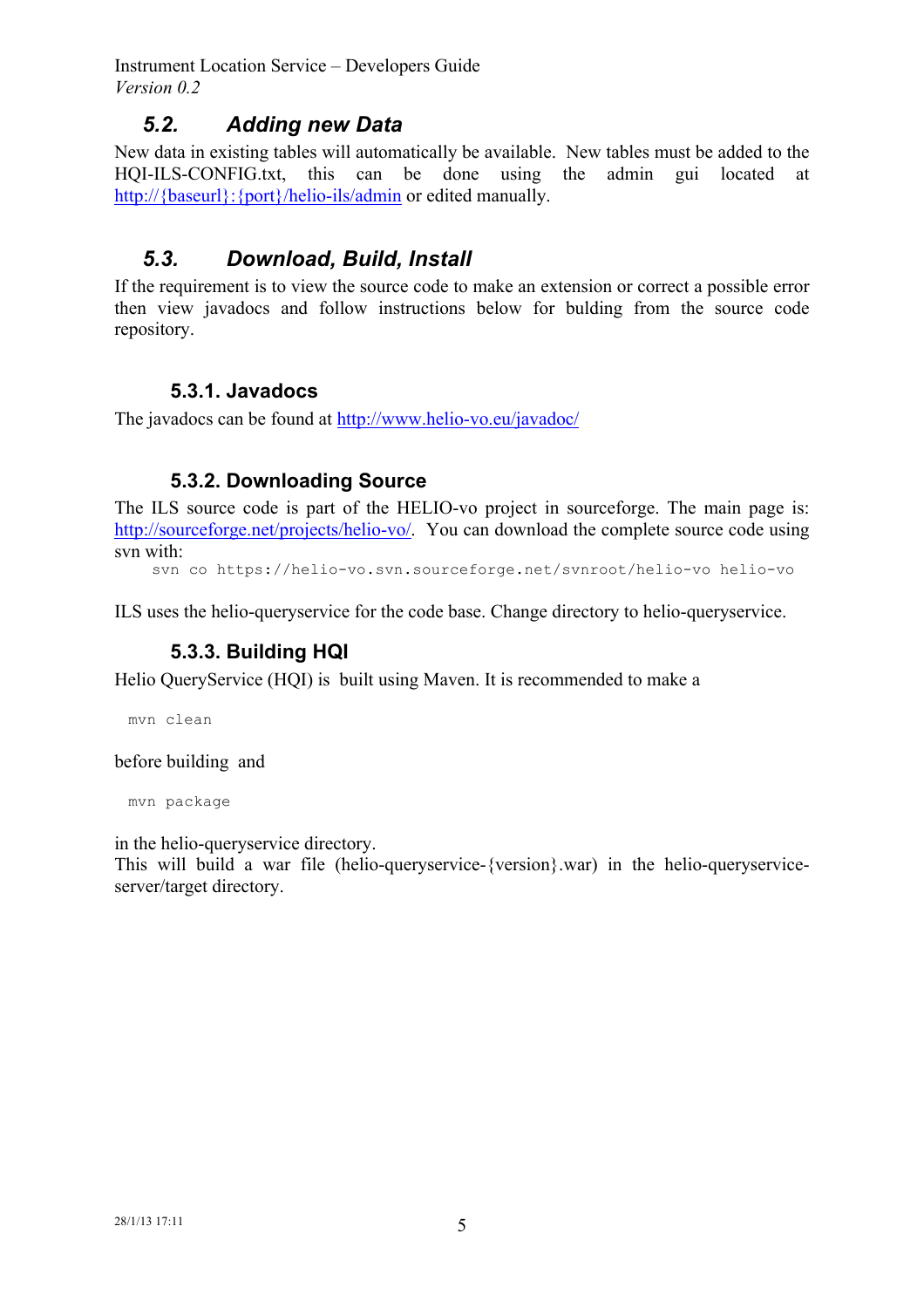## 5.2. Adding new Data

New data in existing tables will automatically be available. New tables must be added to the HQI-ILS-CONFIG.txt, this can be done using the admin gui located at http://{baseurl}:{port}/helio-ils/admin or edited manually.

## 5.3. Download, Build, Install

If the requirement is to view the source code to make an extension or correct a possible error then view javadocs and follow instructions below for bulding from the source code repository.

### 5.3.1. Javadocs

The javadocs can be found at http://www.helio-vo.eu/javadoc/

### 5.3.2. Downloading Source

The ILS source code is part of the HELIO-vo project in sourceforge. The main page is: http://sourceforge.net/projects/helio-vo/. You can download the complete source code using svn with:

```
svn co https://helio-vo.svn.sourceforge.net/svnroot/helio-vo helio-vo
```

ILS uses the helio-queryservice for the code base. Change directory to helio-queryservice.

### 5.3.3. Building HQI

Helio QueryService (HQI) is built using Maven. It is recommended to make a

```
mvn clean
```

before building and

```
mvn package
```

in the helio-queryservice directory.
This will build a war file (helio-queryservice-{version}.war) in the helio-queryservice-server/target directory.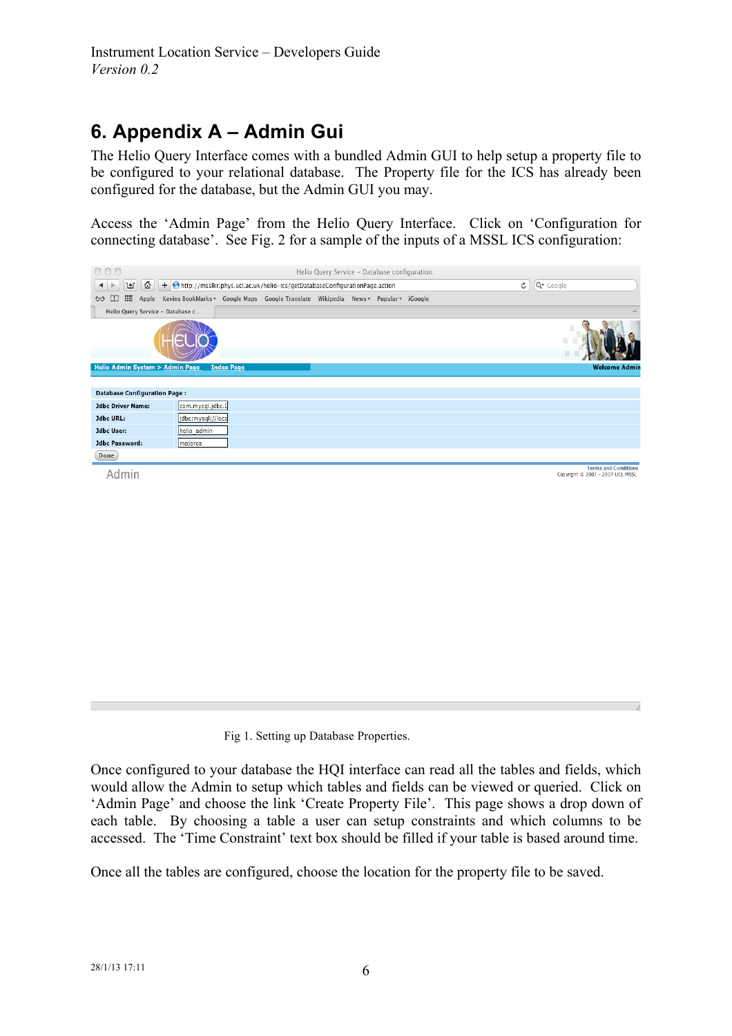# 6. Appendix A – Admin Gui

The Helio Query Interface comes with a bundled Admin GUI to help setup a property file to be configured to your relational database. The Property file for the ICS has already been configured for the database, but the Admin GUI you may.

Access the 'Admin Page' from the Helio Query Interface. Click on 'Configuration for connecting database'. See Fig. 2 for a sample of the inputs of a MSSL ICS configuration:

Fig 1. Setting up Database Properties.

Once configured to your database the HQI interface can read all the tables and fields, which would allow the Admin to setup which tables and fields can be viewed or queried. Click on 'Admin Page' and choose the link 'Create Property File'. This page shows a drop down of each table. By choosing a table a user can setup constraints and which columns to be accessed. The 'Time Constraint' text box should be filled if your table is based around time.

Once all the tables are configured, choose the location for the property file to be saved.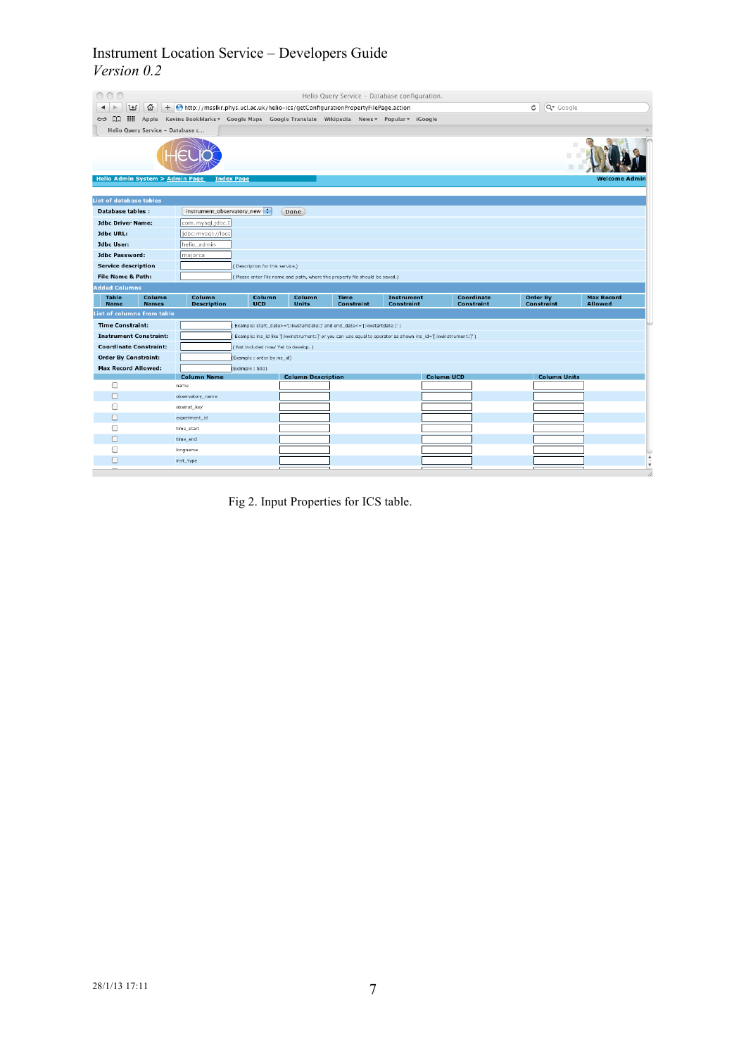Fig 2. Input Properties for ICS table.